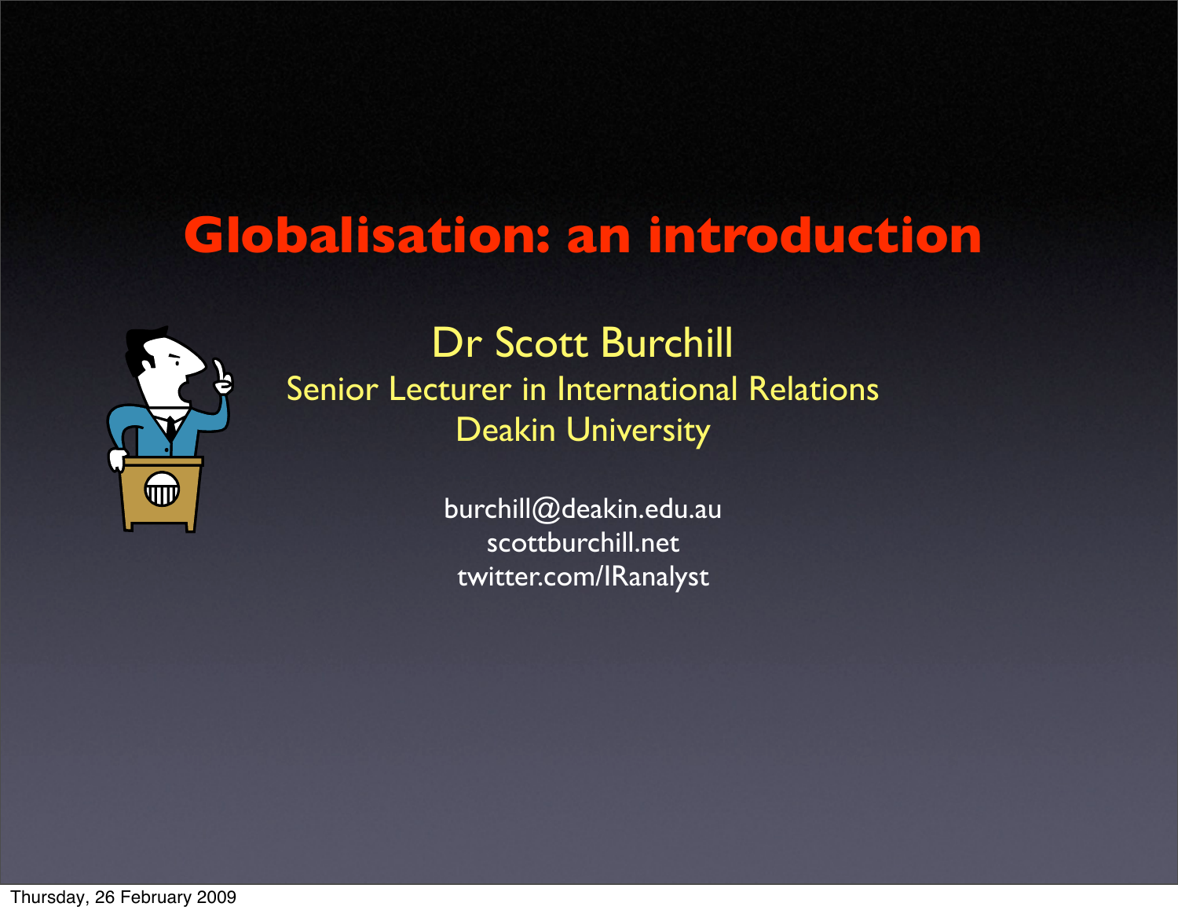# Globalisation: an introduction

Dr Scott Burchill

Senior Lecturer in International Relations

Deakin University

burchill@deakin.edu.au

scottburchill.net

twitter.com/IRanalyst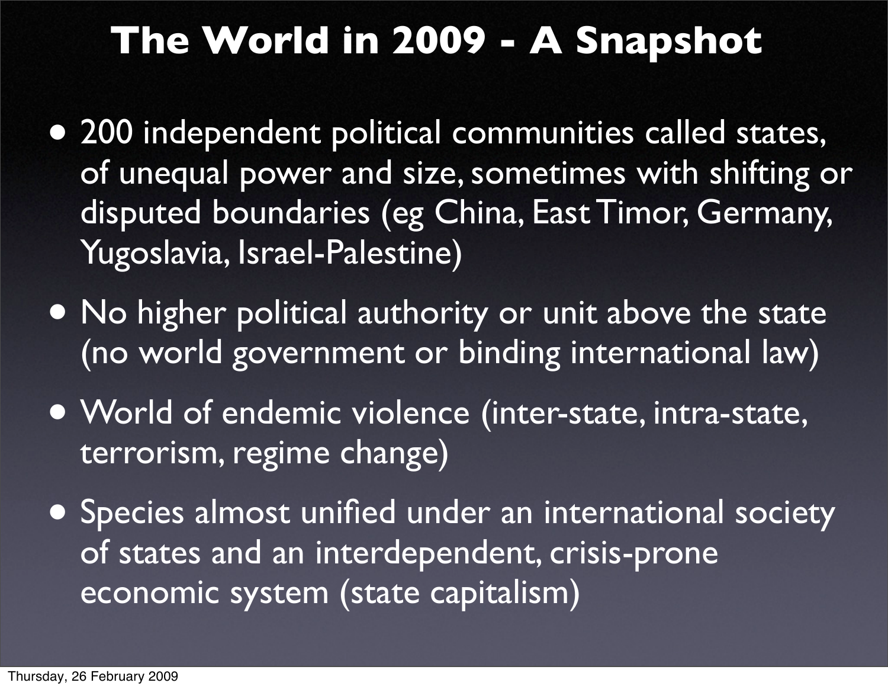# The World in 2009 - A Snapshot

- 200 independent political communities called states, of unequal power and size, sometimes with shifting or disputed boundaries (eg China, East Timor, Germany, Yugoslavia, Israel-Palestine)
- No higher political authority or unit above the state (no world government or binding international law)
- World of endemic violence (inter-state, intra-state, terrorism, regime change)
- Species almost unified under an international society of states and an interdependent, crisis-prone economic system (state capitalism)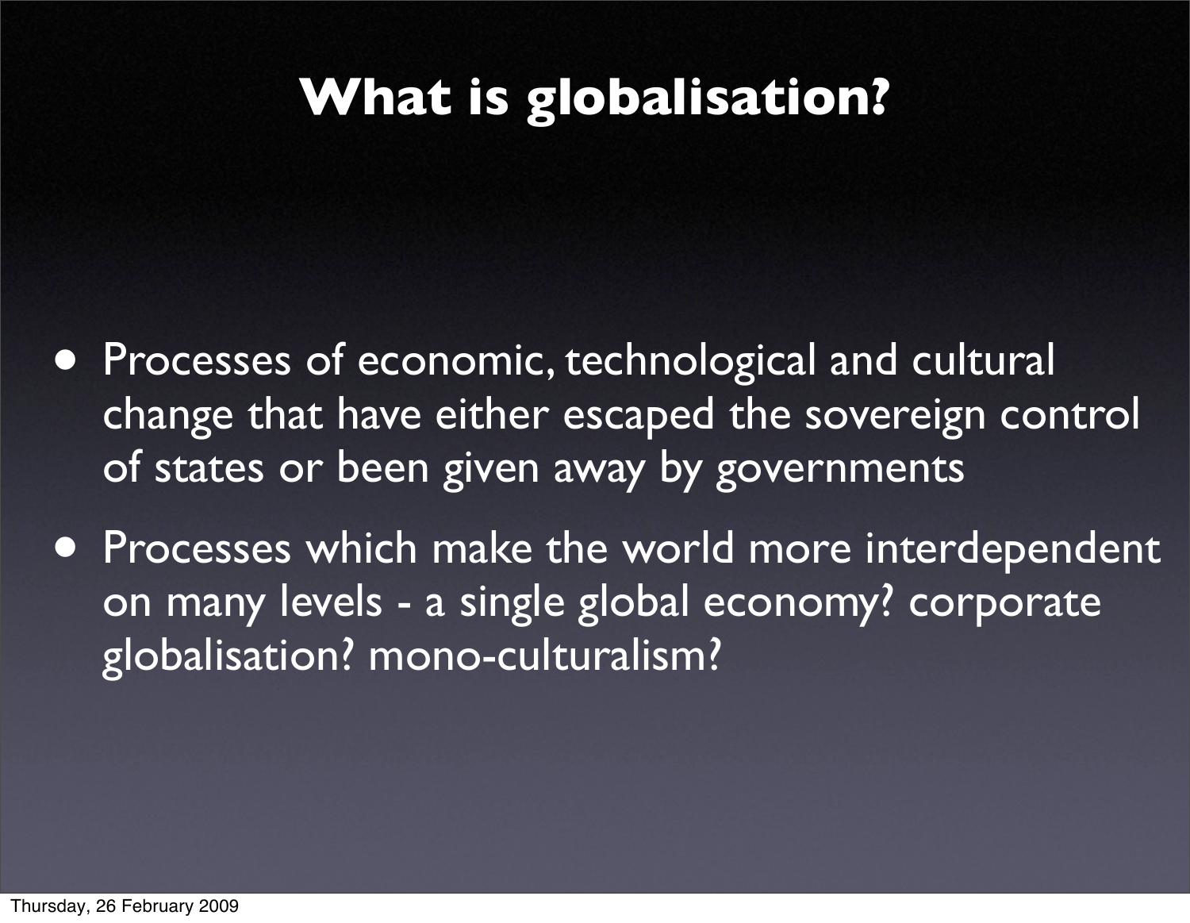# What is globalisation?

- Processes of economic, technological and cultural change that have either escaped the sovereign control of states or been given away by governments
- Processes which make the world more interdependent on many levels - a single global economy? corporate globalisation? mono-culturalism?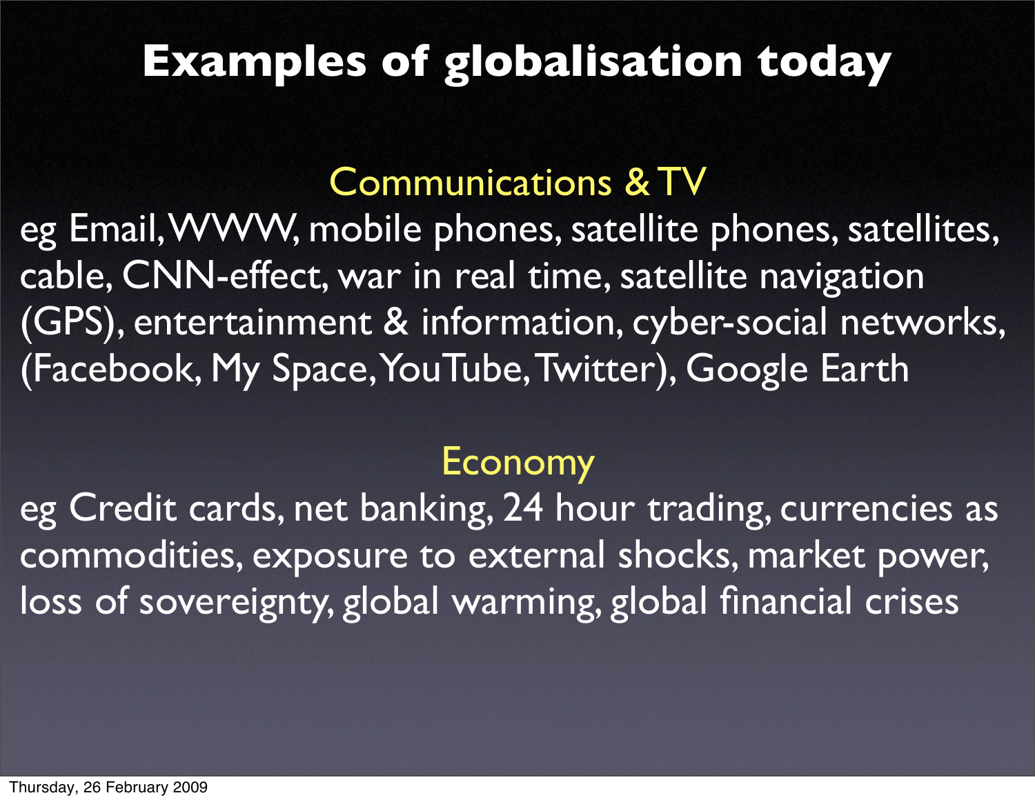# Examples of globalisation today

## Communications & TV

eg Email, WWW, mobile phones, satellite phones, satellites, cable, CNN-effect, war in real time, satellite navigation (GPS), entertainment & information, cyber-social networks, (Facebook, My Space, YouTube, Twitter), Google Earth

## Economy

eg Credit cards, net banking, 24 hour trading, currencies as commodities, exposure to external shocks, market power, loss of sovereignty, global warming, global financial crises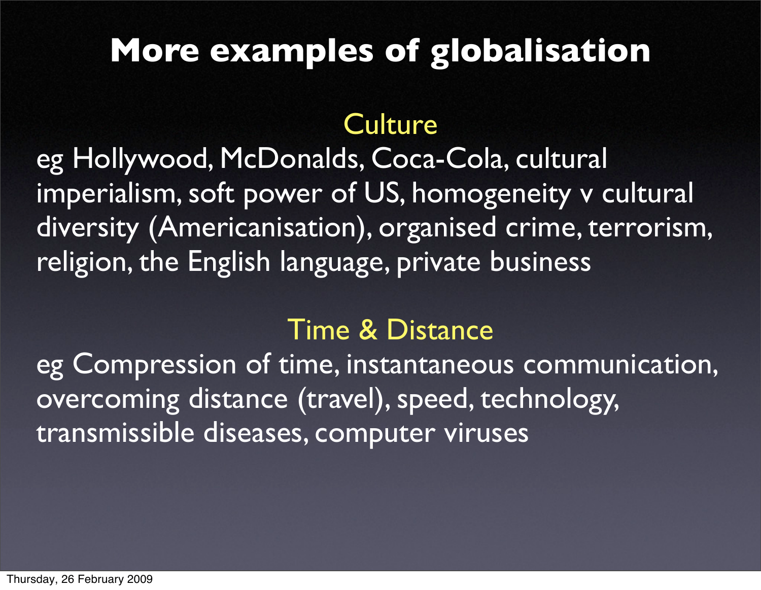# More examples of globalisation

## Culture

eg Hollywood, McDonalds, Coca-Cola, cultural imperialism, soft power of US, homogeneity v cultural diversity (Americanisation), organised crime, terrorism, religion, the English language, private business

## Time & Distance

eg Compression of time, instantaneous communication, overcoming distance (travel), speed, technology, transmissible diseases, computer viruses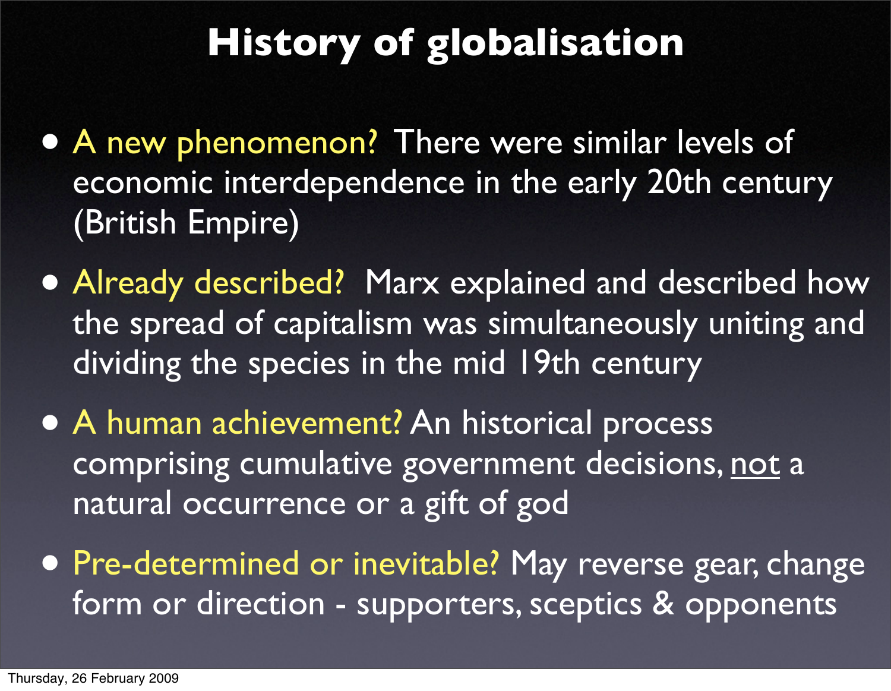# History of globalisation

- A new phenomenon? There were similar levels of economic interdependence in the early 20th century (British Empire)
- Already described? Marx explained and described how the spread of capitalism was simultaneously uniting and dividing the species in the mid 19th century
- A human achievement? An historical process comprising cumulative government decisions, <u>not</u> a natural occurrence or a gift of god
- Pre-determined or inevitable? May reverse gear, change form or direction - supporters, sceptics & opponents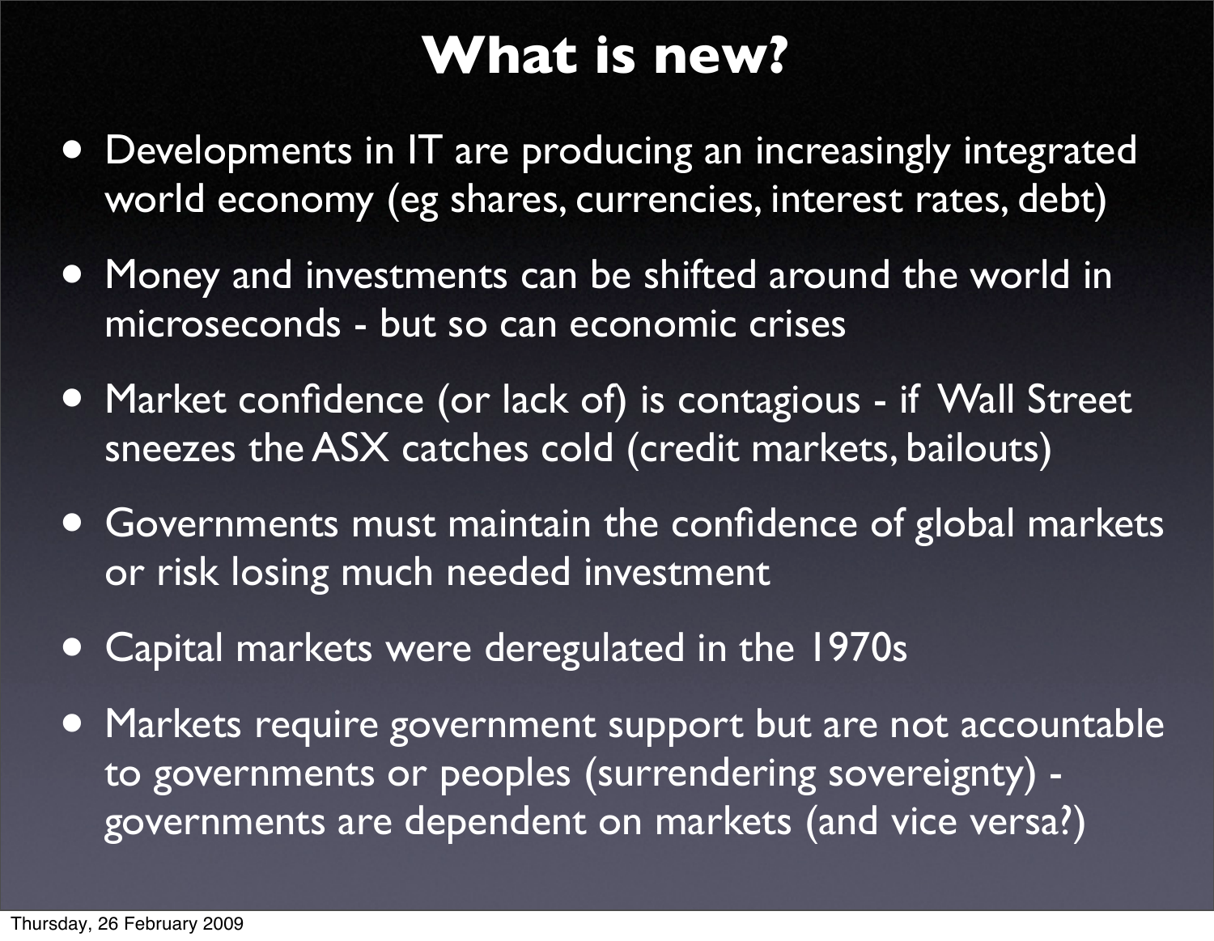# What is new?

- Developments in IT are producing an increasingly integrated world economy (eg shares, currencies, interest rates, debt)
- Money and investments can be shifted around the world in microseconds - but so can economic crises
- Market confidence (or lack of) is contagious - if Wall Street sneezes the ASX catches cold (credit markets, bailouts)
- Governments must maintain the confidence of global markets or risk losing much needed investment
- Capital markets were deregulated in the 1970s
- Markets require government support but are not accountable to governments or peoples (surrendering sovereignty) - governments are dependent on markets (and vice versa?)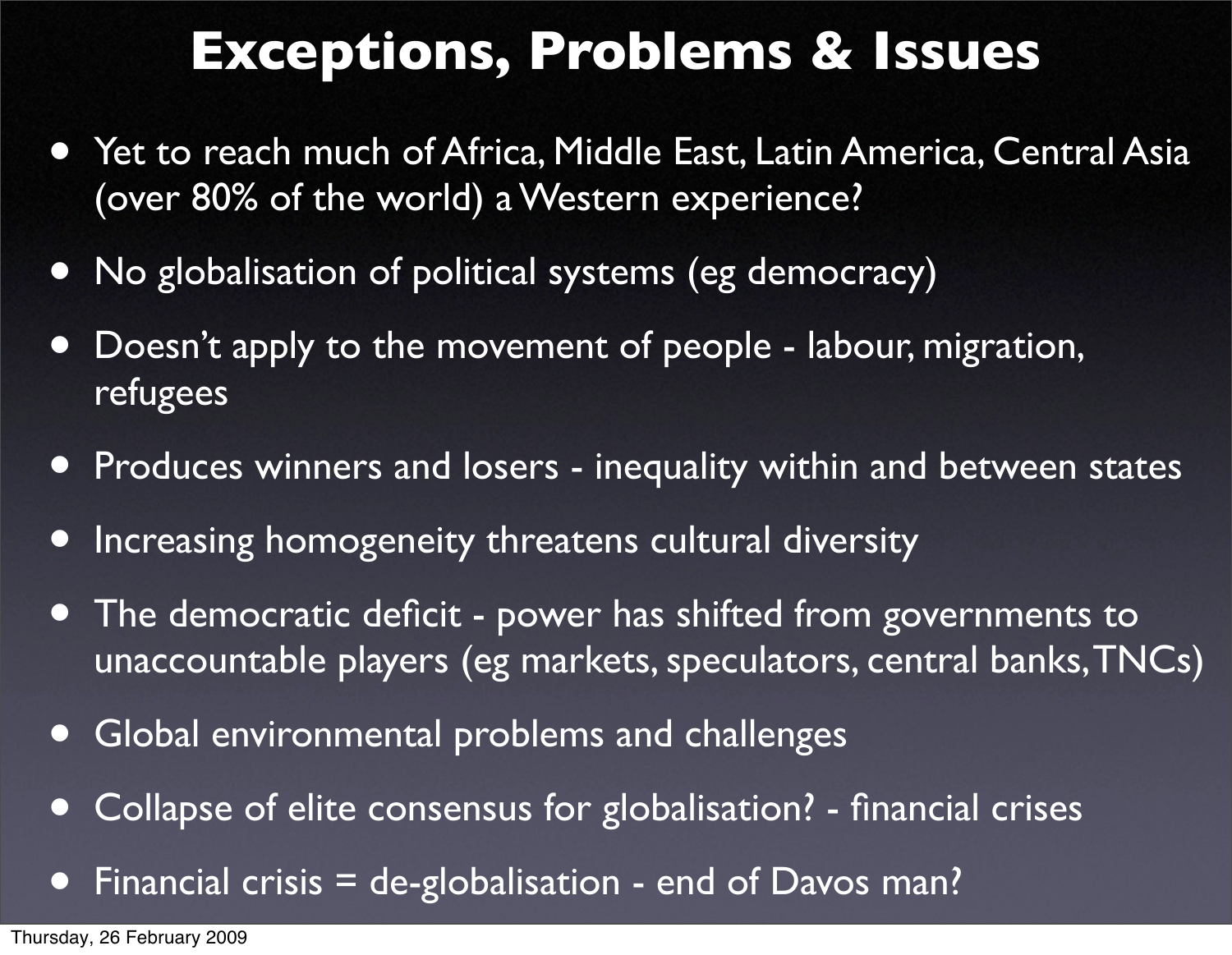# Exceptions, Problems & Issues

- Yet to reach much of Africa, Middle East, Latin America, Central Asia (over 80% of the world) a Western experience?
- No globalisation of political systems (eg democracy)
- Doesn't apply to the movement of people - labour, migration, refugees
- Produces winners and losers - inequality within and between states
- Increasing homogeneity threatens cultural diversity
- The democratic deficit - power has shifted from governments to unaccountable players (eg markets, speculators, central banks, TNCs)
- Global environmental problems and challenges
- Collapse of elite consensus for globalisation? - financial crises
- Financial crisis = de-globalisation - end of Davos man?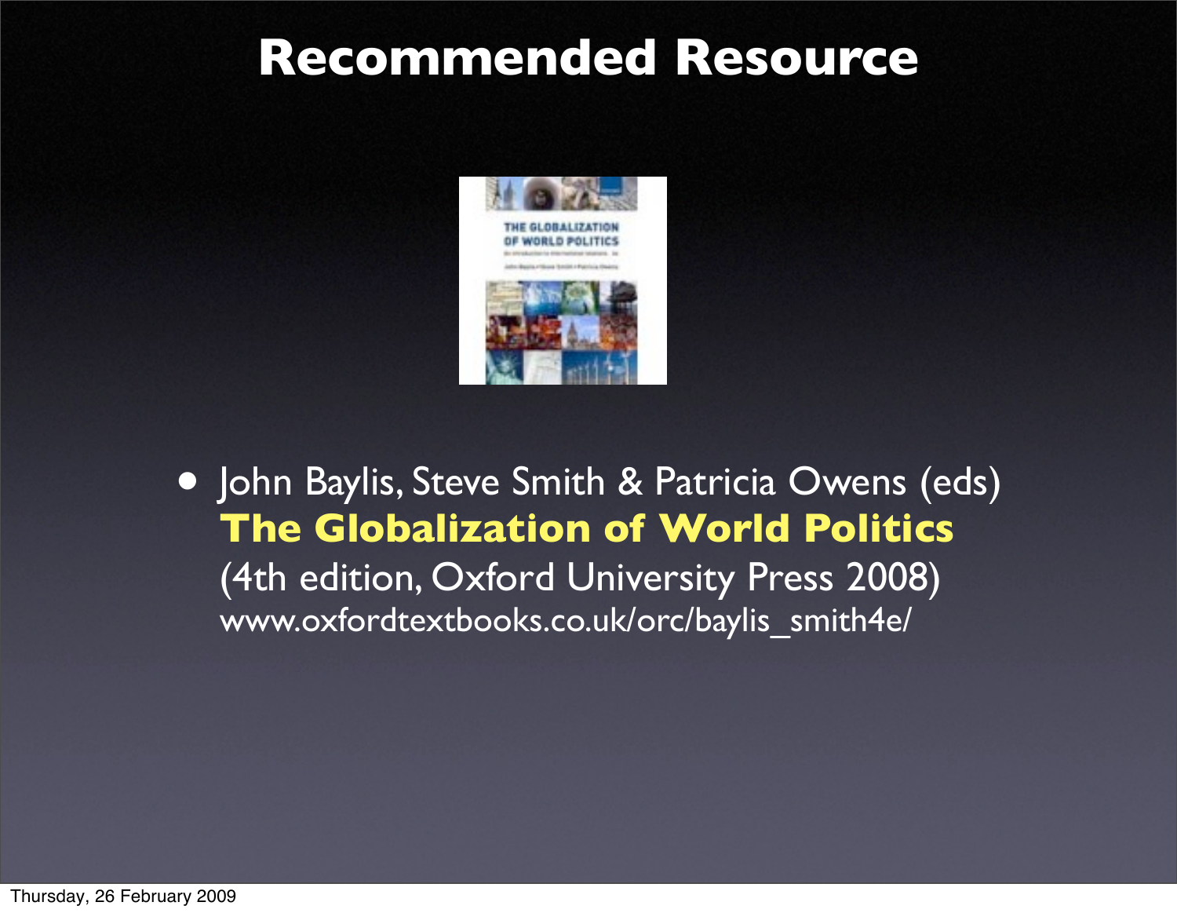# Recommended Resource

- John Baylis, Steve Smith & Patricia Owens (eds)
  **The Globalization of World Politics**
  (4th edition, Oxford University Press 2008)
  www.oxfordtextbooks.co.uk/orc/baylis_smith4e/

Thursday, 26 February 2009